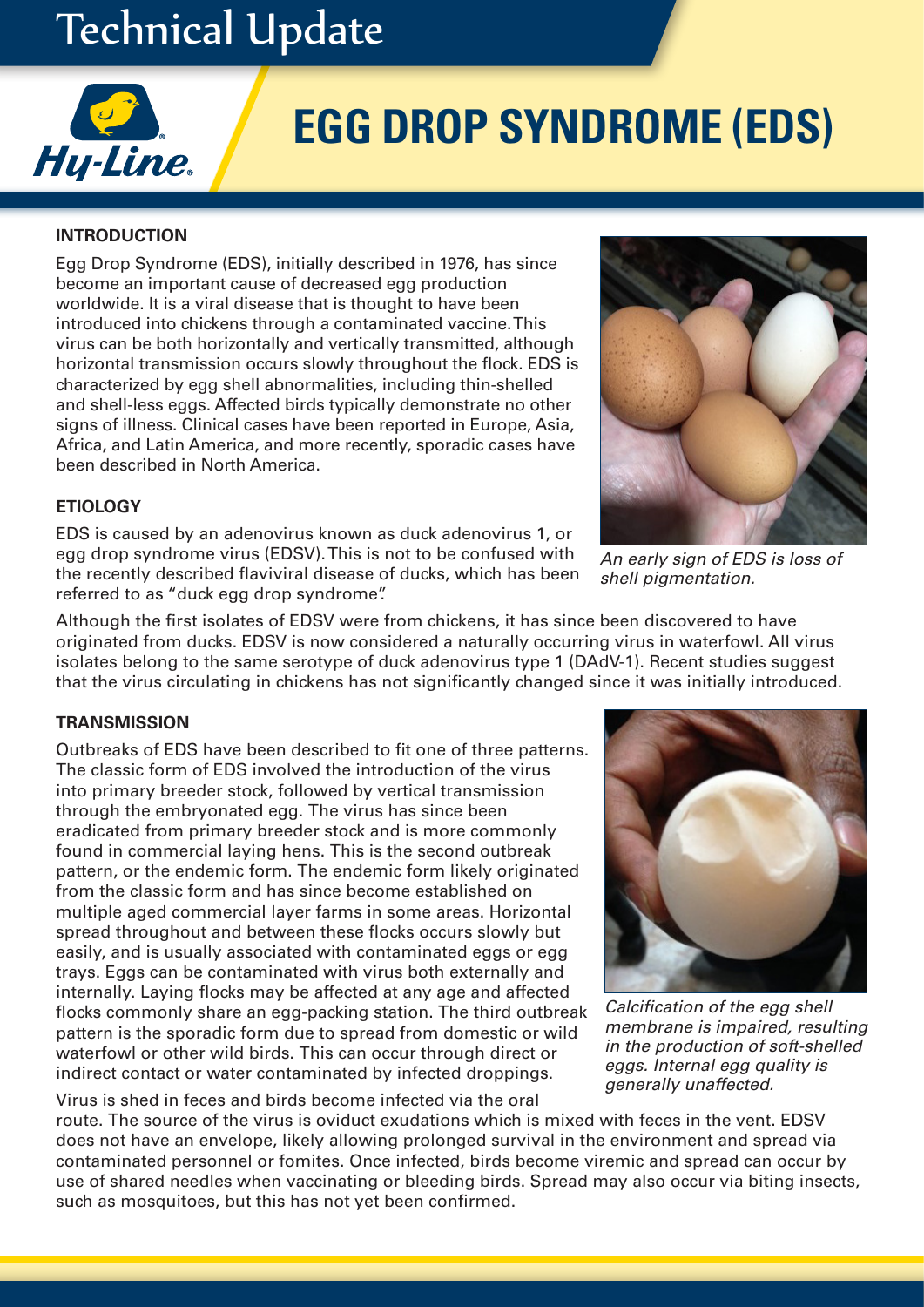# EGG DROP SYNDROME (EDS)

## INTRODUCTION

Egg Drop Syndrome (EDS), initially described in 1976, has since become an important cause of decreased egg production worldwide. It is a viral disease that is thought to have been introduced into chickens through a contaminated vaccine. This virus can be both horizontally and vertically transmitted, although horizontal transmission occurs slowly throughout the flock. EDS is characterized by egg shell abnormalities, including thin-shelled and shell-less eggs. Affected birds typically demonstrate no other signs of illness. Clinical cases have been reported in Europe, Asia, Africa, and Latin America, and more recently, sporadic cases have been described in North America.

*An early sign of EDS is loss of shell pigmentation.*

## ETIOLOGY

EDS is caused by an adenovirus known as duck adenovirus 1, or egg drop syndrome virus (EDSV). This is not to be confused with the recently described flaviviral disease of ducks, which has been referred to as "duck egg drop syndrome".

Although the first isolates of EDSV were from chickens, it has since been discovered to have originated from ducks. EDSV is now considered a naturally occurring virus in waterfowl. All virus isolates belong to the same serotype of duck adenovirus type 1 (DAdV-1). Recent studies suggest that the virus circulating in chickens has not significantly changed since it was initially introduced.

## TRANSMISSION

Outbreaks of EDS have been described to fit one of three patterns. The classic form of EDS involved the introduction of the virus into primary breeder stock, followed by vertical transmission through the embryonated egg. The virus has since been eradicated from primary breeder stock and is more commonly found in commercial laying hens. This is the second outbreak pattern, or the endemic form. The endemic form likely originated from the classic form and has since become established on multiple aged commercial layer farms in some areas. Horizontal spread throughout and between these flocks occurs slowly but easily, and is usually associated with contaminated eggs or egg trays. Eggs can be contaminated with virus both externally and internally. Laying flocks may be affected at any age and affected flocks commonly share an egg-packing station. The third outbreak pattern is the sporadic form due to spread from domestic or wild waterfowl or other wild birds. This can occur through direct or indirect contact or water contaminated by infected droppings.

*Calcification of the egg shell membrane is impaired, resulting in the production of soft-shelled eggs. Internal egg quality is generally unaffected.*

Virus is shed in feces and birds become infected via the oral route. The source of the virus is oviduct exudations which is mixed with feces in the vent. EDSV does not have an envelope, likely allowing prolonged survival in the environment and spread via contaminated personnel or fomites. Once infected, birds become viremic and spread can occur by use of shared needles when vaccinating or bleeding birds. Spread may also occur via biting insects, such as mosquitoes, but this has not yet been confirmed.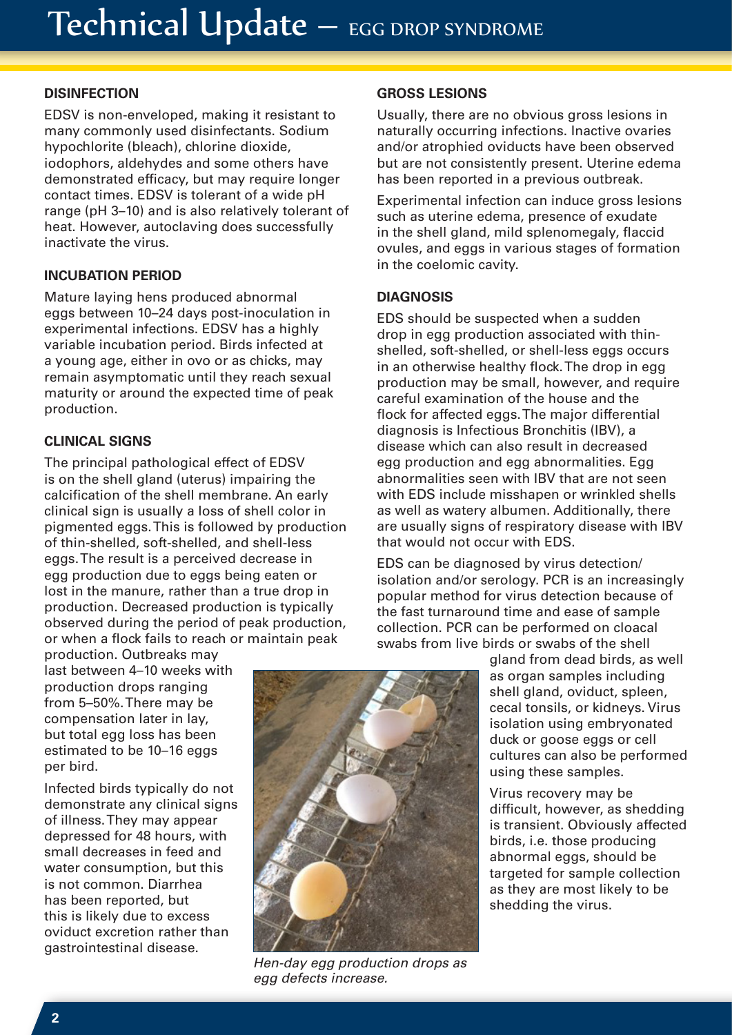## DISINFECTION

EDSV is non-enveloped, making it resistant to many commonly used disinfectants. Sodium hypochlorite (bleach), chlorine dioxide, iodophors, aldehydes and some others have demonstrated efficacy, but may require longer contact times. EDSV is tolerant of a wide pH range (pH 3–10) and is also relatively tolerant of heat. However, autoclaving does successfully inactivate the virus.

## INCUBATION PERIOD

Mature laying hens produced abnormal eggs between 10–24 days post-inoculation in experimental infections. EDSV has a highly variable incubation period. Birds infected at a young age, either in ovo or as chicks, may remain asymptomatic until they reach sexual maturity or around the expected time of peak production.

## CLINICAL SIGNS

The principal pathological effect of EDSV is on the shell gland (uterus) impairing the calcification of the shell membrane. An early clinical sign is usually a loss of shell color in pigmented eggs. This is followed by production of thin-shelled, soft-shelled, and shell-less eggs. The result is a perceived decrease in egg production due to eggs being eaten or lost in the manure, rather than a true drop in production. Decreased production is typically observed during the period of peak production, or when a flock fails to reach or maintain peak production. Outbreaks may last between 4–10 weeks with production drops ranging from 5–50%. There may be compensation later in lay, but total egg loss has been estimated to be 10–16 eggs per bird.

Infected birds typically do not demonstrate any clinical signs of illness. They may appear depressed for 48 hours, with small decreases in feed and water consumption, but this is not common. Diarrhea has been reported, but this is likely due to excess oviduct excretion rather than gastrointestinal disease.

*Hen-day egg production drops as egg defects increase.*

## GROSS LESIONS

Usually, there are no obvious gross lesions in naturally occurring infections. Inactive ovaries and/or atrophied oviducts have been observed but are not consistently present. Uterine edema has been reported in a previous outbreak.

Experimental infection can induce gross lesions such as uterine edema, presence of exudate in the shell gland, mild splenomegaly, flaccid ovules, and eggs in various stages of formation in the coelomic cavity.

## DIAGNOSIS

EDS should be suspected when a sudden drop in egg production associated with thin-shelled, soft-shelled, or shell-less eggs occurs in an otherwise healthy flock. The drop in egg production may be small, however, and require careful examination of the house and the flock for affected eggs. The major differential diagnosis is Infectious Bronchitis (IBV), a disease which can also result in decreased egg production and egg abnormalities. Egg abnormalities seen with IBV that are not seen with EDS include misshapen or wrinkled shells as well as watery albumen. Additionally, there are usually signs of respiratory disease with IBV that would not occur with EDS.

EDS can be diagnosed by virus detection/isolation and/or serology. PCR is an increasingly popular method for virus detection because of the fast turnaround time and ease of sample collection. PCR can be performed on cloacal swabs from live birds or swabs of the shell gland from dead birds, as well as organ samples including shell gland, oviduct, spleen, cecal tonsils, or kidneys. Virus isolation using embryonated duck or goose eggs or cell cultures can also be performed using these samples.

Virus recovery may be difficult, however, as shedding is transient. Obviously affected birds, i.e. those producing abnormal eggs, should be targeted for sample collection as they are most likely to be shedding the virus.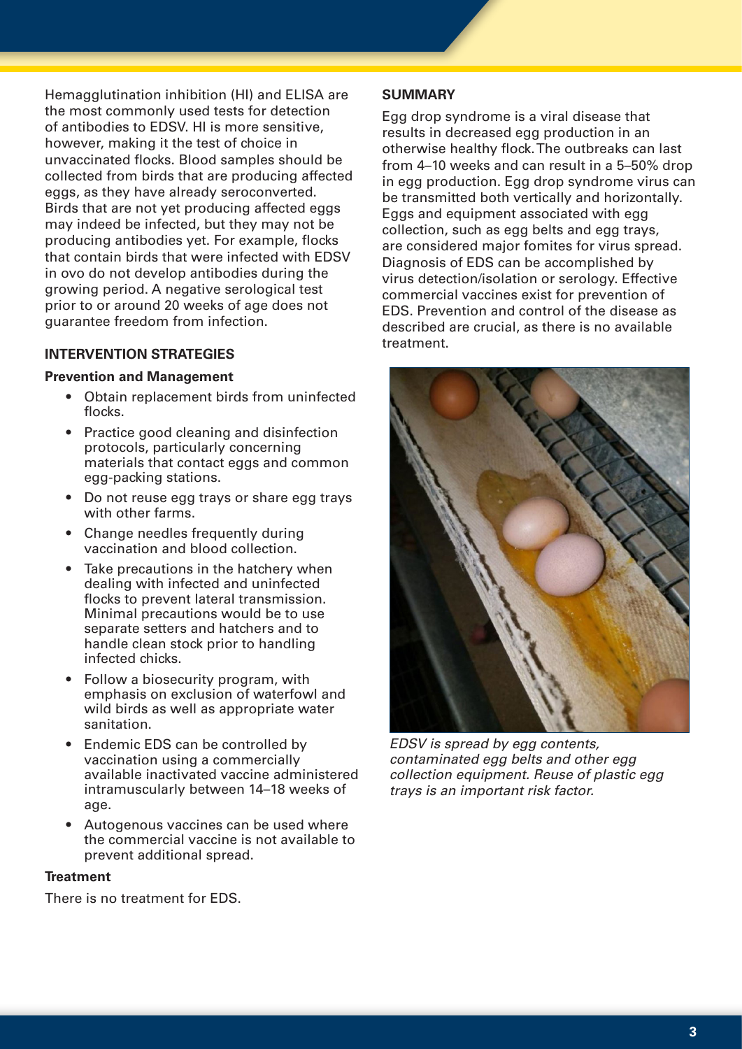Hemagglutination inhibition (HI) and ELISA are the most commonly used tests for detection of antibodies to EDSV. HI is more sensitive, however, making it the test of choice in unvaccinated flocks. Blood samples should be collected from birds that are producing affected eggs, as they have already seroconverted. Birds that are not yet producing affected eggs may indeed be infected, but they may not be producing antibodies yet. For example, flocks that contain birds that were infected with EDSV in ovo do not develop antibodies during the growing period. A negative serological test prior to or around 20 weeks of age does not guarantee freedom from infection.

## INTERVENTION STRATEGIES

### Prevention and Management

- Obtain replacement birds from uninfected flocks.
- Practice good cleaning and disinfection protocols, particularly concerning materials that contact eggs and common egg-packing stations.
- Do not reuse egg trays or share egg trays with other farms.
- Change needles frequently during vaccination and blood collection.
- Take precautions in the hatchery when dealing with infected and uninfected flocks to prevent lateral transmission. Minimal precautions would be to use separate setters and hatchers and to handle clean stock prior to handling infected chicks.
- Follow a biosecurity program, with emphasis on exclusion of waterfowl and wild birds as well as appropriate water sanitation.
- Endemic EDS can be controlled by vaccination using a commercially available inactivated vaccine administered intramuscularly between 14–18 weeks of age.
- Autogenous vaccines can be used where the commercial vaccine is not available to prevent additional spread.

### Treatment

There is no treatment for EDS.

## SUMMARY

Egg drop syndrome is a viral disease that results in decreased egg production in an otherwise healthy flock. The outbreaks can last from 4–10 weeks and can result in a 5–50% drop in egg production. Egg drop syndrome virus can be transmitted both vertically and horizontally. Eggs and equipment associated with egg collection, such as egg belts and egg trays, are considered major fomites for virus spread. Diagnosis of EDS can be accomplished by virus detection/isolation or serology. Effective commercial vaccines exist for prevention of EDS. Prevention and control of the disease as described are crucial, as there is no available treatment.

*EDSV is spread by egg contents, contaminated egg belts and other egg collection equipment. Reuse of plastic egg trays is an important risk factor.*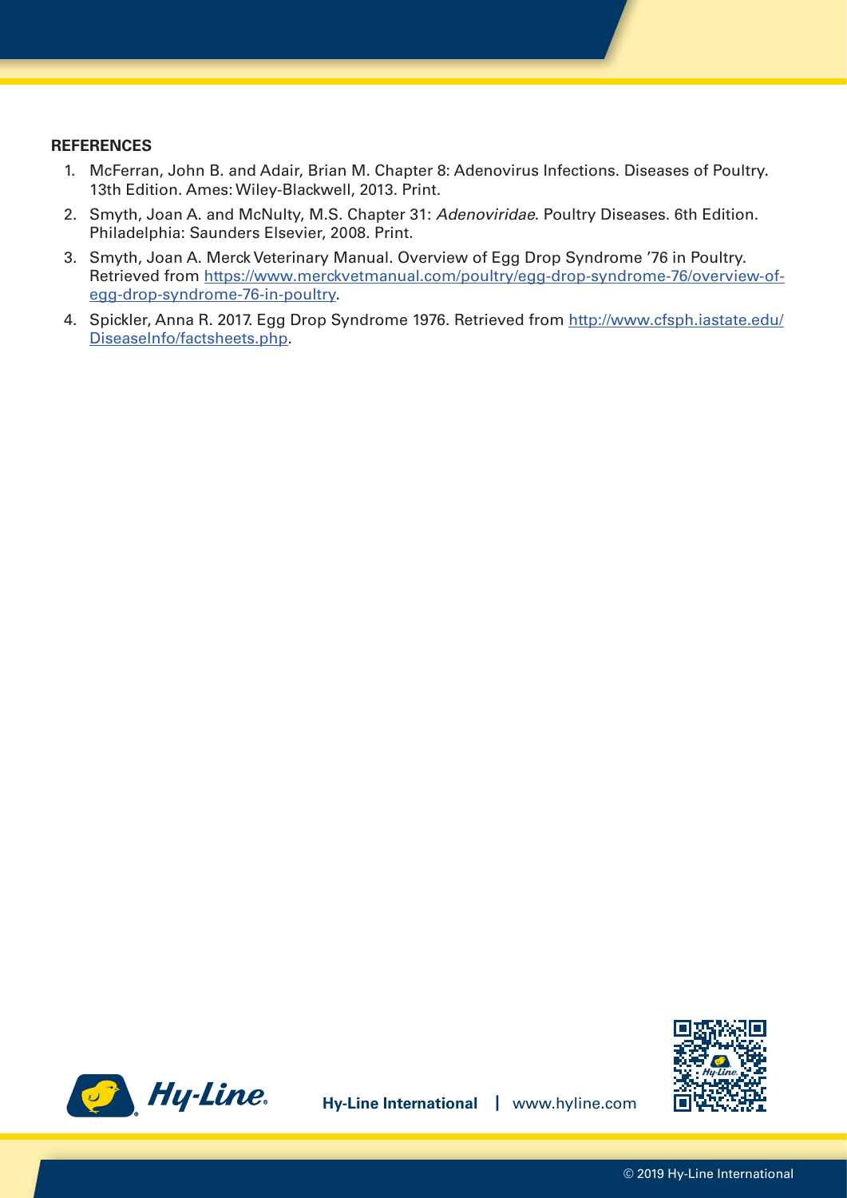**REFERENCES**

1. McFerran, John B. and Adair, Brian M. Chapter 8: Adenovirus Infections. Diseases of Poultry. 13th Edition. Ames: Wiley-Blackwell, 2013. Print.
2. Smyth, Joan A. and McNulty, M.S. Chapter 31: *Adenoviridae*. Poultry Diseases. 6th Edition. Philadelphia: Saunders Elsevier, 2008. Print.
3. Smyth, Joan A. Merck Veterinary Manual. Overview of Egg Drop Syndrome '76 in Poultry. Retrieved from https://www.merckvetmanual.com/poultry/egg-drop-syndrome-76/overview-of-egg-drop-syndrome-76-in-poultry.
4. Spickler, Anna R. 2017. Egg Drop Syndrome 1976. Retrieved from http://www.cfsph.iastate.edu/DiseaseInfo/factsheets.php.

**Hy-Line International** | www.hyline.com

© 2019 Hy-Line International